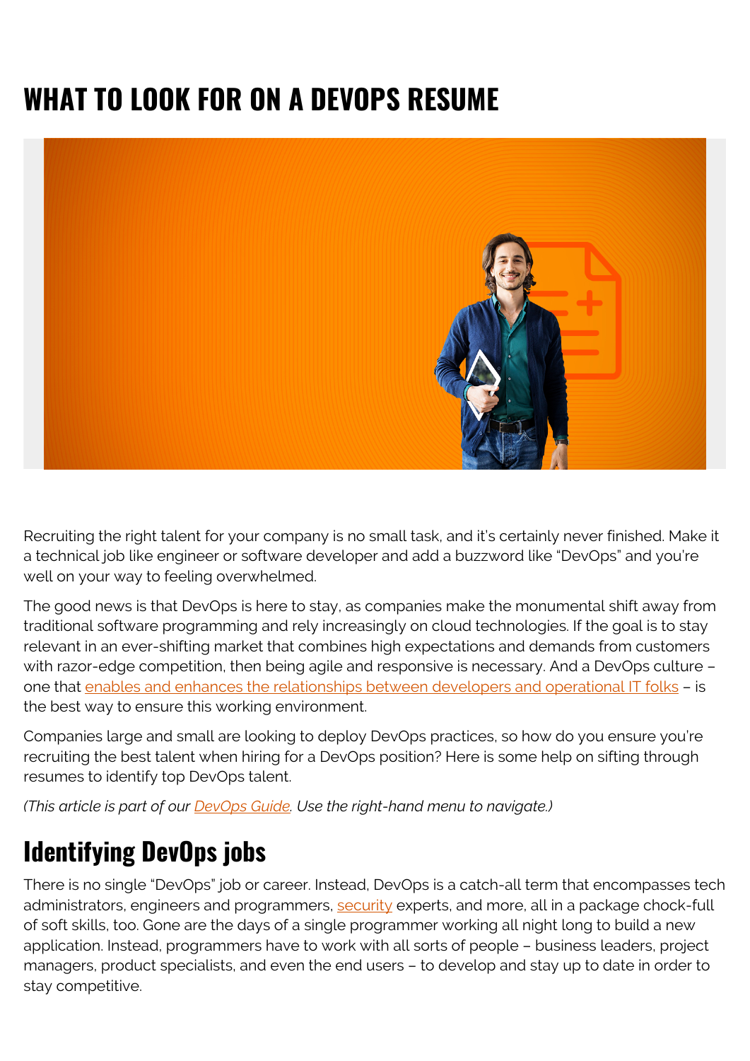# WHAT TO LOOK FOR ON A DEVOPS RESUME

Recruiting the right talent for your company is no small task, and it's certainly never finished. Make it a technical job like engineer or software developer and add a buzzword like "DevOps" and you're well on your way to feeling overwhelmed.

The good news is that DevOps is here to stay, as companies make the monumental shift away from traditional software programming and rely increasingly on cloud technologies. If the goal is to stay relevant in an ever-shifting market that combines high expectations and demands from customers with razor-edge competition, then being agile and responsive is necessary. And a DevOps culture – one that enables and enhances the relationships between developers and operational IT folks – is the best way to ensure this working environment.

Companies large and small are looking to deploy DevOps practices, so how do you ensure you're recruiting the best talent when hiring for a DevOps position? Here is some help on sifting through resumes to identify top DevOps talent.

*(This article is part of our DevOps Guide. Use the right-hand menu to navigate.)*

## Identifying DevOps jobs

There is no single "DevOps" job or career. Instead, DevOps is a catch-all term that encompasses tech administrators, engineers and programmers, security experts, and more, all in a package chock-full of soft skills, too. Gone are the days of a single programmer working all night long to build a new application. Instead, programmers have to work with all sorts of people – business leaders, project managers, product specialists, and even the end users – to develop and stay up to date in order to stay competitive.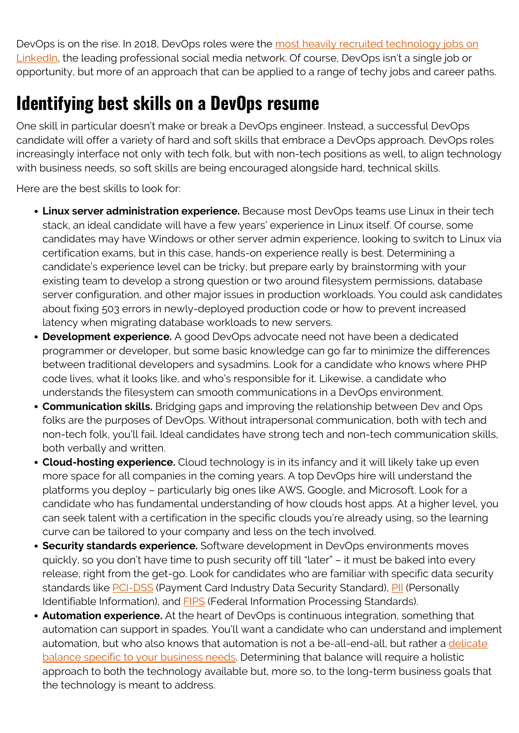DevOps is on the rise. In 2018, DevOps roles were the most heavily recruited technology jobs on LinkedIn, the leading professional social media network. Of course, DevOps isn't a single job or opportunity, but more of an approach that can be applied to a range of techy jobs and career paths.

## Identifying best skills on a DevOps resume

One skill in particular doesn't make or break a DevOps engineer. Instead, a successful DevOps candidate will offer a variety of hard and soft skills that embrace a DevOps approach. DevOps roles increasingly interface not only with tech folk, but with non-tech positions as well, to align technology with business needs, so soft skills are being encouraged alongside hard, technical skills.

Here are the best skills to look for:

- **Linux server administration experience.** Because most DevOps teams use Linux in their tech stack, an ideal candidate will have a few years' experience in Linux itself. Of course, some candidates may have Windows or other server admin experience, looking to switch to Linux via certification exams, but in this case, hands-on experience really is best. Determining a candidate's experience level can be tricky, but prepare early by brainstorming with your existing team to develop a strong question or two around filesystem permissions, database server configuration, and other major issues in production workloads. You could ask candidates about fixing 503 errors in newly-deployed production code or how to prevent increased latency when migrating database workloads to new servers.
- **Development experience.** A good DevOps advocate need not have been a dedicated programmer or developer, but some basic knowledge can go far to minimize the differences between traditional developers and sysadmins. Look for a candidate who knows where PHP code lives, what it looks like, and who's responsible for it. Likewise, a candidate who understands the filesystem can smooth communications in a DevOps environment.
- **Communication skills.** Bridging gaps and improving the relationship between Dev and Ops folks are the purposes of DevOps. Without intrapersonal communication, both with tech and non-tech folk, you'll fail. Ideal candidates have strong tech and non-tech communication skills, both verbally and written.
- **Cloud-hosting experience.** Cloud technology is in its infancy and it will likely take up even more space for all companies in the coming years. A top DevOps hire will understand the platforms you deploy – particularly big ones like AWS, Google, and Microsoft. Look for a candidate who has fundamental understanding of how clouds host apps. At a higher level, you can seek talent with a certification in the specific clouds you're already using, so the learning curve can be tailored to your company and less on the tech involved.
- **Security standards experience.** Software development in DevOps environments moves quickly, so you don't have time to push security off till "later" – it must be baked into every release, right from the get-go. Look for candidates who are familiar with specific data security standards like PCI-DSS (Payment Card Industry Data Security Standard), PII (Personally Identifiable Information), and FIPS (Federal Information Processing Standards).
- **Automation experience.** At the heart of DevOps is continuous integration, something that automation can support in spades. You'll want a candidate who can understand and implement automation, but who also knows that automation is not a be-all-end-all, but rather a delicate balance specific to your business needs. Determining that balance will require a holistic approach to both the technology available but, more so, to the long-term business goals that the technology is meant to address.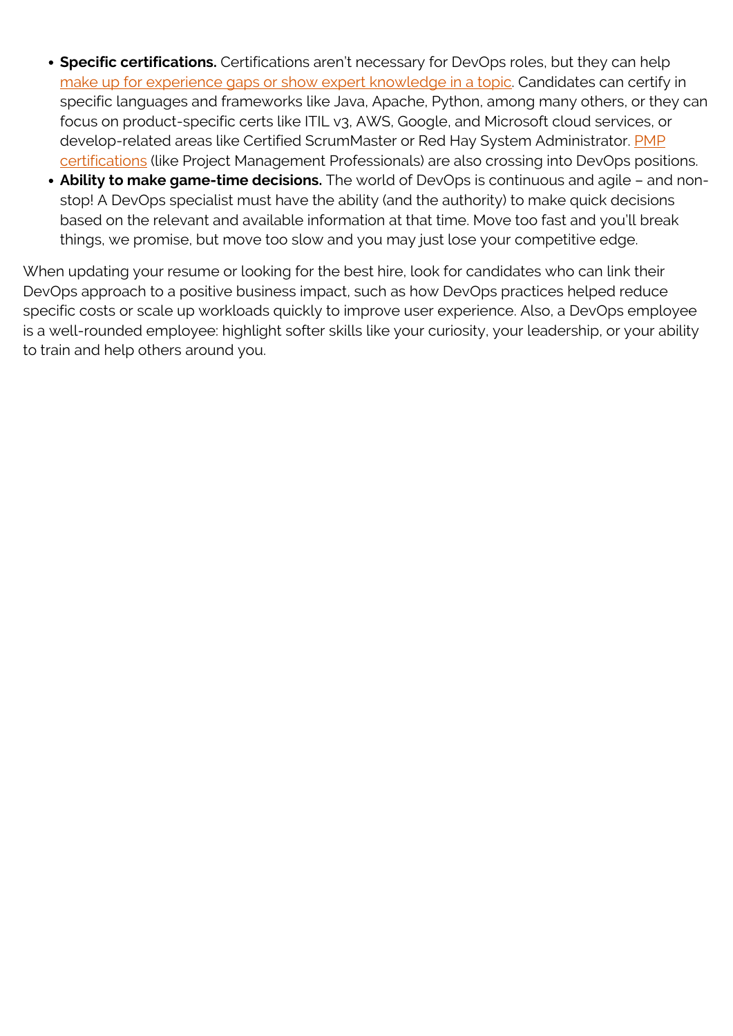- **Specific certifications.** Certifications aren't necessary for DevOps roles, but they can help [make up for experience gaps or show expert knowledge in a topic](). Candidates can certify in specific languages and frameworks like Java, Apache, Python, among many others, or they can focus on product-specific certs like ITIL v3, AWS, Google, and Microsoft cloud services, or develop-related areas like Certified ScrumMaster or Red Hay System Administrator. [PMP certifications]() (like Project Management Professionals) are also crossing into DevOps positions.
- **Ability to make game-time decisions.** The world of DevOps is continuous and agile – and non-stop! A DevOps specialist must have the ability (and the authority) to make quick decisions based on the relevant and available information at that time. Move too fast and you'll break things, we promise, but move too slow and you may just lose your competitive edge.

When updating your resume or looking for the best hire, look for candidates who can link their DevOps approach to a positive business impact, such as how DevOps practices helped reduce specific costs or scale up workloads quickly to improve user experience. Also, a DevOps employee is a well-rounded employee: highlight softer skills like your curiosity, your leadership, or your ability to train and help others around you.